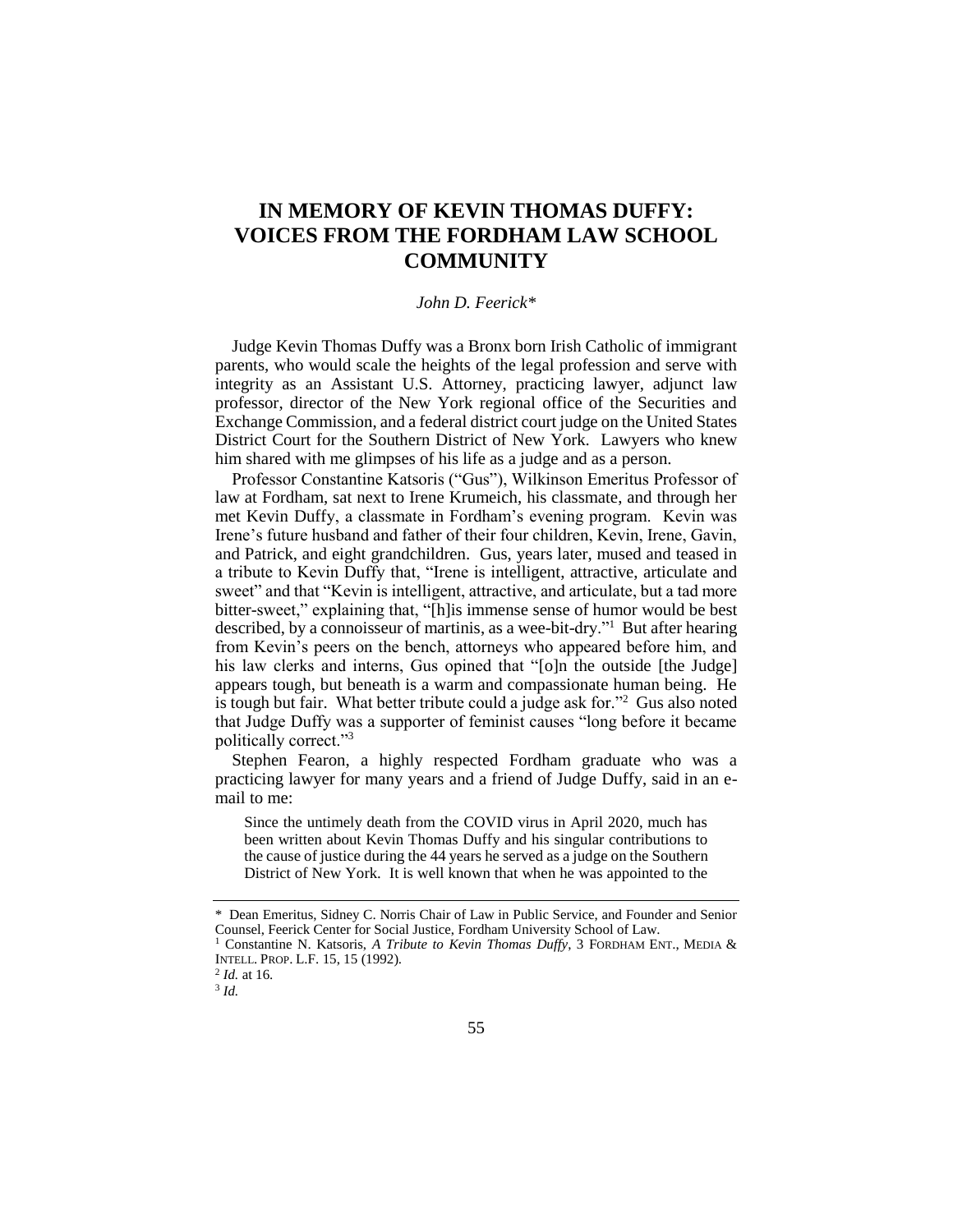# IN MEMORY OF KEVIN THOMAS DUFFY: VOICES FROM THE FORDHAM LAW SCHOOL COMMUNITY

*John D. Feerick\**

Judge Kevin Thomas Duffy was a Bronx born Irish Catholic of immigrant parents, who would scale the heights of the legal profession and serve with integrity as an Assistant U.S. Attorney, practicing lawyer, adjunct law professor, director of the New York regional office of the Securities and Exchange Commission, and a federal district court judge on the United States District Court for the Southern District of New York. Lawyers who knew him shared with me glimpses of his life as a judge and as a person.

Professor Constantine Katsoris ("Gus"), Wilkinson Emeritus Professor of law at Fordham, sat next to Irene Krumeich, his classmate, and through her met Kevin Duffy, a classmate in Fordham's evening program. Kevin was Irene's future husband and father of their four children, Kevin, Irene, Gavin, and Patrick, and eight grandchildren. Gus, years later, mused and teased in a tribute to Kevin Duffy that, "Irene is intelligent, attractive, articulate and sweet" and that "Kevin is intelligent, attractive, and articulate, but a tad more bitter-sweet," explaining that, "[h]is immense sense of humor would be best described, by a connoisseur of martinis, as a wee-bit-dry."[1] But after hearing from Kevin's peers on the bench, attorneys who appeared before him, and his law clerks and interns, Gus opined that "[o]n the outside [the Judge] appears tough, but beneath is a warm and compassionate human being. He is tough but fair. What better tribute could a judge ask for."[2] Gus also noted that Judge Duffy was a supporter of feminist causes "long before it became politically correct."[3]

Stephen Fearon, a highly respected Fordham graduate who was a practicing lawyer for many years and a friend of Judge Duffy, said in an e-mail to me:

> Since the untimely death from the COVID virus in April 2020, much has been written about Kevin Thomas Duffy and his singular contributions to the cause of justice during the 44 years he served as a judge on the Southern District of New York. It is well known that when he was appointed to the

---

\* Dean Emeritus, Sidney C. Norris Chair of Law in Public Service, and Founder and Senior Counsel, Feerick Center for Social Justice, Fordham University School of Law.

[1] Constantine N. Katsoris, *A Tribute to Kevin Thomas Duffy*, 3 FORDHAM ENT., MEDIA & INTELL. PROP. L.F. 15, 15 (1992).

[2] *Id.* at 16.

[3] *Id.*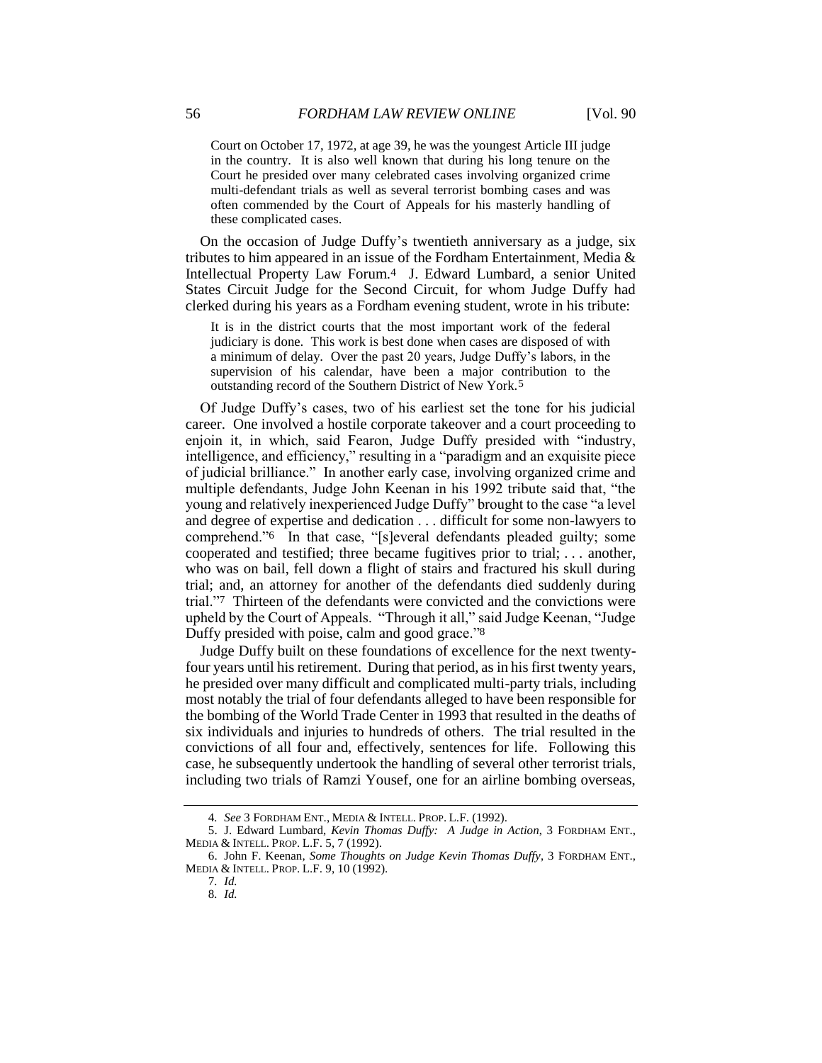> Court on October 17, 1972, at age 39, he was the youngest Article III judge in the country. It is also well known that during his long tenure on the Court he presided over many celebrated cases involving organized crime multi-defendant trials as well as several terrorist bombing cases and was often commended by the Court of Appeals for his masterly handling of these complicated cases.

On the occasion of Judge Duffy's twentieth anniversary as a judge, six tributes to him appeared in an issue of the Fordham Entertainment, Media & Intellectual Property Law Forum.[4] J. Edward Lumbard, a senior United States Circuit Judge for the Second Circuit, for whom Judge Duffy had clerked during his years as a Fordham evening student, wrote in his tribute:

> It is in the district courts that the most important work of the federal judiciary is done. This work is best done when cases are disposed of with a minimum of delay. Over the past 20 years, Judge Duffy's labors, in the supervision of his calendar, have been a major contribution to the outstanding record of the Southern District of New York.[5]

Of Judge Duffy's cases, two of his earliest set the tone for his judicial career. One involved a hostile corporate takeover and a court proceeding to enjoin it, in which, said Fearon, Judge Duffy presided with "industry, intelligence, and efficiency," resulting in a "paradigm and an exquisite piece of judicial brilliance." In another early case, involving organized crime and multiple defendants, Judge John Keenan in his 1992 tribute said that, "the young and relatively inexperienced Judge Duffy" brought to the case "a level and degree of expertise and dedication . . . difficult for some non-lawyers to comprehend."[6] In that case, "[s]everal defendants pleaded guilty; some cooperated and testified; three became fugitives prior to trial; . . . another, who was on bail, fell down a flight of stairs and fractured his skull during trial; and, an attorney for another of the defendants died suddenly during trial."[7] Thirteen of the defendants were convicted and the convictions were upheld by the Court of Appeals. "Through it all," said Judge Keenan, "Judge Duffy presided with poise, calm and good grace."[8]

Judge Duffy built on these foundations of excellence for the next twenty-four years until his retirement. During that period, as in his first twenty years, he presided over many difficult and complicated multi-party trials, including most notably the trial of four defendants alleged to have been responsible for the bombing of the World Trade Center in 1993 that resulted in the deaths of six individuals and injuries to hundreds of others. The trial resulted in the convictions of all four and, effectively, sentences for life. Following this case, he subsequently undertook the handling of several other terrorist trials, including two trials of Ramzi Yousef, one for an airline bombing overseas,

---

4. *See* 3 FORDHAM ENT., MEDIA & INTELL. PROP. L.F. (1992).

5. J. Edward Lumbard, *Kevin Thomas Duffy: A Judge in Action*, 3 FORDHAM ENT., MEDIA & INTELL. PROP. L.F. 5, 7 (1992).

6. John F. Keenan, *Some Thoughts on Judge Kevin Thomas Duffy*, 3 FORDHAM ENT., MEDIA & INTELL. PROP. L.F. 9, 10 (1992).

7. *Id.*

8. *Id.*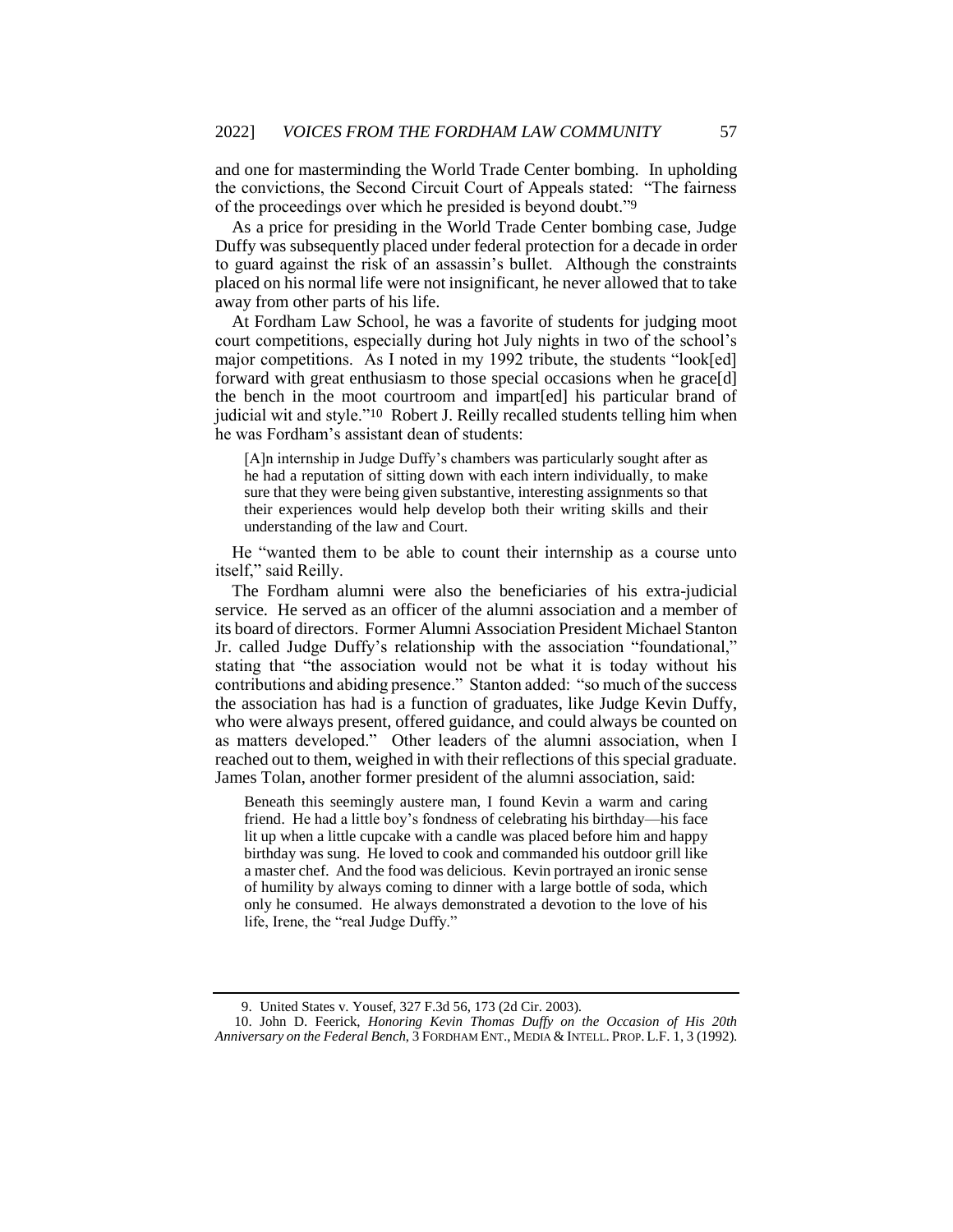and one for masterminding the World Trade Center bombing. In upholding the convictions, the Second Circuit Court of Appeals stated: "The fairness of the proceedings over which he presided is beyond doubt."[9]

As a price for presiding in the World Trade Center bombing case, Judge Duffy was subsequently placed under federal protection for a decade in order to guard against the risk of an assassin's bullet. Although the constraints placed on his normal life were not insignificant, he never allowed that to take away from other parts of his life.

At Fordham Law School, he was a favorite of students for judging moot court competitions, especially during hot July nights in two of the school's major competitions. As I noted in my 1992 tribute, the students "look[ed] forward with great enthusiasm to those special occasions when he grace[d] the bench in the moot courtroom and impart[ed] his particular brand of judicial wit and style."[10] Robert J. Reilly recalled students telling him when he was Fordham's assistant dean of students:

> [A]n internship in Judge Duffy's chambers was particularly sought after as he had a reputation of sitting down with each intern individually, to make sure that they were being given substantive, interesting assignments so that their experiences would help develop both their writing skills and their understanding of the law and Court.

He "wanted them to be able to count their internship as a course unto itself," said Reilly.

The Fordham alumni were also the beneficiaries of his extra-judicial service. He served as an officer of the alumni association and a member of its board of directors. Former Alumni Association President Michael Stanton Jr. called Judge Duffy's relationship with the association "foundational," stating that "the association would not be what it is today without his contributions and abiding presence." Stanton added: "so much of the success the association has had is a function of graduates, like Judge Kevin Duffy, who were always present, offered guidance, and could always be counted on as matters developed." Other leaders of the alumni association, when I reached out to them, weighed in with their reflections of this special graduate. James Tolan, another former president of the alumni association, said:

> Beneath this seemingly austere man, I found Kevin a warm and caring friend. He had a little boy's fondness of celebrating his birthday—his face lit up when a little cupcake with a candle was placed before him and happy birthday was sung. He loved to cook and commanded his outdoor grill like a master chef. And the food was delicious. Kevin portrayed an ironic sense of humility by always coming to dinner with a large bottle of soda, which only he consumed. He always demonstrated a devotion to the love of his life, Irene, the "real Judge Duffy."

---

9. United States v. Yousef, 327 F.3d 56, 173 (2d Cir. 2003).

10. John D. Feerick, *Honoring Kevin Thomas Duffy on the Occasion of His 20th Anniversary on the Federal Bench*, 3 FORDHAM ENT., MEDIA & INTELL. PROP. L.F. 1, 3 (1992).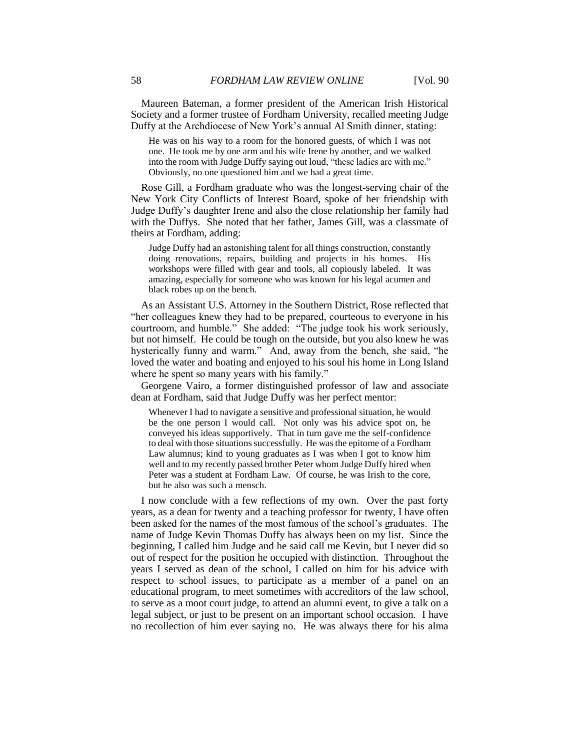Maureen Bateman, a former president of the American Irish Historical Society and a former trustee of Fordham University, recalled meeting Judge Duffy at the Archdiocese of New York's annual Al Smith dinner, stating:

> He was on his way to a room for the honored guests, of which I was not one. He took me by one arm and his wife Irene by another, and we walked into the room with Judge Duffy saying out loud, "these ladies are with me." Obviously, no one questioned him and we had a great time.

Rose Gill, a Fordham graduate who was the longest-serving chair of the New York City Conflicts of Interest Board, spoke of her friendship with Judge Duffy's daughter Irene and also the close relationship her family had with the Duffys. She noted that her father, James Gill, was a classmate of theirs at Fordham, adding:

> Judge Duffy had an astonishing talent for all things construction, constantly doing renovations, repairs, building and projects in his homes. His workshops were filled with gear and tools, all copiously labeled. It was amazing, especially for someone who was known for his legal acumen and black robes up on the bench.

As an Assistant U.S. Attorney in the Southern District, Rose reflected that "her colleagues knew they had to be prepared, courteous to everyone in his courtroom, and humble." She added: "The judge took his work seriously, but not himself. He could be tough on the outside, but you also knew he was hysterically funny and warm." And, away from the bench, she said, "he loved the water and boating and enjoyed to his soul his home in Long Island where he spent so many years with his family."

Georgene Vairo, a former distinguished professor of law and associate dean at Fordham, said that Judge Duffy was her perfect mentor:

> Whenever I had to navigate a sensitive and professional situation, he would be the one person I would call. Not only was his advice spot on, he conveyed his ideas supportively. That in turn gave me the self-confidence to deal with those situations successfully. He was the epitome of a Fordham Law alumnus; kind to young graduates as I was when I got to know him well and to my recently passed brother Peter whom Judge Duffy hired when Peter was a student at Fordham Law. Of course, he was Irish to the core, but he also was such a mensch.

I now conclude with a few reflections of my own. Over the past forty years, as a dean for twenty and a teaching professor for twenty, I have often been asked for the names of the most famous of the school's graduates. The name of Judge Kevin Thomas Duffy has always been on my list. Since the beginning, I called him Judge and he said call me Kevin, but I never did so out of respect for the position he occupied with distinction. Throughout the years I served as dean of the school, I called on him for his advice with respect to school issues, to participate as a member of a panel on an educational program, to meet sometimes with accreditors of the law school, to serve as a moot court judge, to attend an alumni event, to give a talk on a legal subject, or just to be present on an important school occasion. I have no recollection of him ever saying no. He was always there for his alma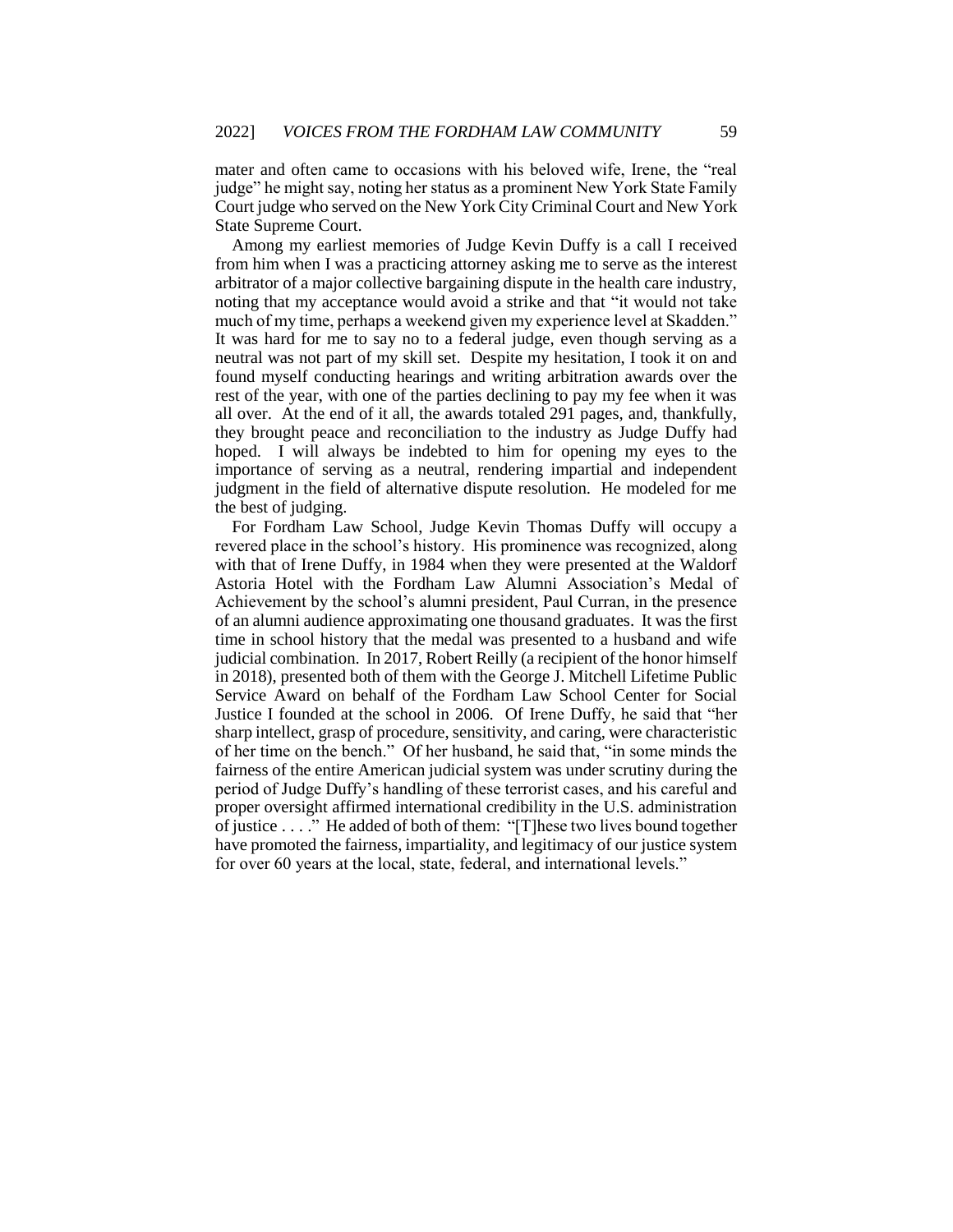mater and often came to occasions with his beloved wife, Irene, the "real judge" he might say, noting her status as a prominent New York State Family Court judge who served on the New York City Criminal Court and New York State Supreme Court.

Among my earliest memories of Judge Kevin Duffy is a call I received from him when I was a practicing attorney asking me to serve as the interest arbitrator of a major collective bargaining dispute in the health care industry, noting that my acceptance would avoid a strike and that "it would not take much of my time, perhaps a weekend given my experience level at Skadden." It was hard for me to say no to a federal judge, even though serving as a neutral was not part of my skill set. Despite my hesitation, I took it on and found myself conducting hearings and writing arbitration awards over the rest of the year, with one of the parties declining to pay my fee when it was all over. At the end of it all, the awards totaled 291 pages, and, thankfully, they brought peace and reconciliation to the industry as Judge Duffy had hoped. I will always be indebted to him for opening my eyes to the importance of serving as a neutral, rendering impartial and independent judgment in the field of alternative dispute resolution. He modeled for me the best of judging.

For Fordham Law School, Judge Kevin Thomas Duffy will occupy a revered place in the school's history. His prominence was recognized, along with that of Irene Duffy, in 1984 when they were presented at the Waldorf Astoria Hotel with the Fordham Law Alumni Association's Medal of Achievement by the school's alumni president, Paul Curran, in the presence of an alumni audience approximating one thousand graduates. It was the first time in school history that the medal was presented to a husband and wife judicial combination. In 2017, Robert Reilly (a recipient of the honor himself in 2018), presented both of them with the George J. Mitchell Lifetime Public Service Award on behalf of the Fordham Law School Center for Social Justice I founded at the school in 2006. Of Irene Duffy, he said that "her sharp intellect, grasp of procedure, sensitivity, and caring, were characteristic of her time on the bench." Of her husband, he said that, "in some minds the fairness of the entire American judicial system was under scrutiny during the period of Judge Duffy's handling of these terrorist cases, and his careful and proper oversight affirmed international credibility in the U.S. administration of justice . . . ." He added of both of them: "[T]hese two lives bound together have promoted the fairness, impartiality, and legitimacy of our justice system for over 60 years at the local, state, federal, and international levels."